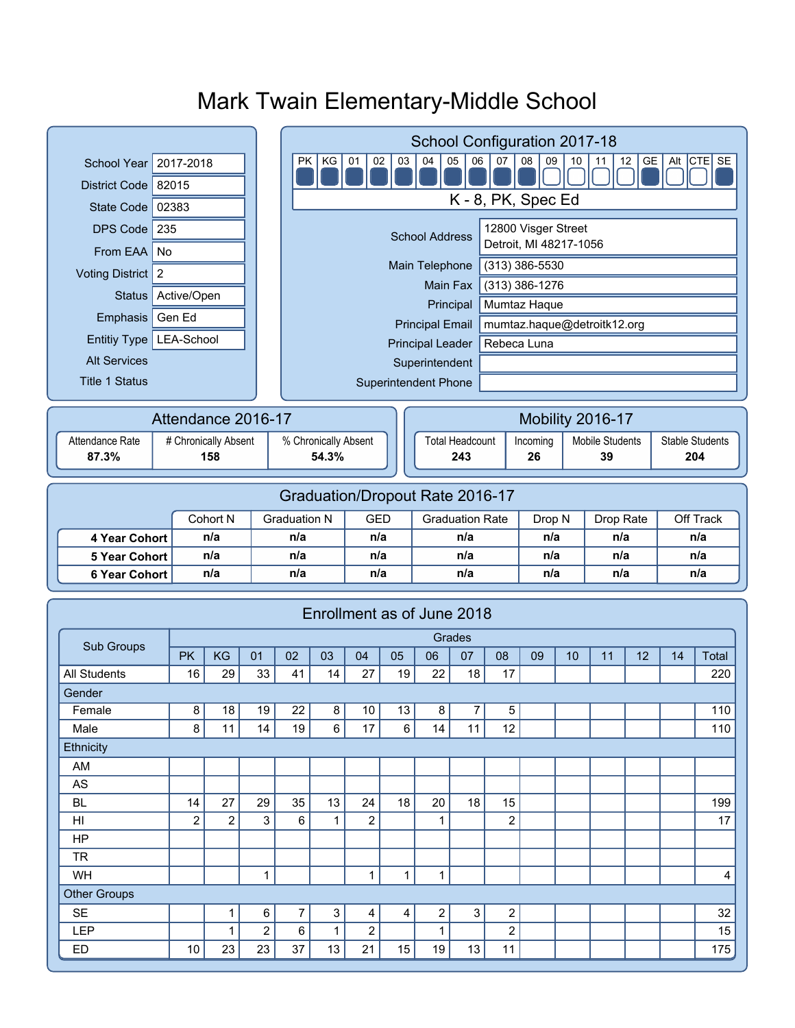# Mark Twain Elementary-Middle School

| | |
|---|---|
| School Year | 2017-2018 |
| District Code | 82015 |
| State Code | 02383 |
| DPS Code | 235 |
| From EAA | No |
| Voting District | 2 |
| Status | Active/Open |
| Emphasis | Gen Ed |
| Entitiy Type | LEA-School |
| Alt Services | |
| Title 1 Status | |

## School Configuration 2017-18

| PK | KG | 01 | 02 | 03 | 04 | 05 | 06 | 07 | 08 | 09 | 10 | 11 | 12 | GE | Alt | CTE | SE |
|---|---|---|---|---|---|---|---|---|---|---|---|---|---|---|---|---|---|
| ■ | ■ | ■ | ■ | ■ | ■ | ■ | ■ | ■ | ■ | □ | □ | □ | □ | ■ | □ | □ | ■ |

K - 8, PK, Spec Ed

| | |
|---|---|
| School Address | 12800 Visger Street<br>Detroit, MI 48217-1056 |
| Main Telephone | (313) 386-5530 |
| Main Fax | (313) 386-1276 |
| Principal | Mumtaz Haque |
| Principal Email | mumtaz.haque@detroitk12.org |
| Principal Leader | Rebeca Luna |
| Superintendent | |
| Superintendent Phone | |

## Attendance 2016-17

| Attendance Rate | # Chronically Absent | % Chronically Absent |
|---|---|---|
| **87.3%** | **158** | **54.3%** |

## Mobility 2016-17

| Total Headcount | Incoming | Mobile Students | Stable Students |
|---|---|---|---|
| **243** | **26** | **39** | **204** |

## Graduation/Dropout Rate 2016-17

| | Cohort N | Graduation N | GED | Graduation Rate | Drop N | Drop Rate | Off Track |
|---|---|---|---|---|---|---|---|
| **4 Year Cohort** | n/a | n/a | n/a | n/a | n/a | n/a | n/a |
| **5 Year Cohort** | n/a | n/a | n/a | n/a | n/a | n/a | n/a |
| **6 Year Cohort** | n/a | n/a | n/a | n/a | n/a | n/a | n/a |

## Enrollment as of June 2018

| Sub Groups | Grades | | | | | | | | | | | | | | | |
|---|---|---|---|---|---|---|---|---|---|---|---|---|---|---|---|---|
| | PK | KG | 01 | 02 | 03 | 04 | 05 | 06 | 07 | 08 | 09 | 10 | 11 | 12 | 14 | Total |
| All Students | 16 | 29 | 33 | 41 | 14 | 27 | 19 | 22 | 18 | 17 | | | | | | 220 |
| Gender | | | | | | | | | | | | | | | | |
| Female | 8 | 18 | 19 | 22 | 8 | 10 | 13 | 8 | 7 | 5 | | | | | | 110 |
| Male | 8 | 11 | 14 | 19 | 6 | 17 | 6 | 14 | 11 | 12 | | | | | | 110 |
| Ethnicity | | | | | | | | | | | | | | | | |
| AM | | | | | | | | | | | | | | | | |
| AS | | | | | | | | | | | | | | | | |
| BL | 14 | 27 | 29 | 35 | 13 | 24 | 18 | 20 | 18 | 15 | | | | | | 199 |
| HI | 2 | 2 | 3 | 6 | 1 | 2 | | 1 | | 2 | | | | | | 17 |
| HP | | | | | | | | | | | | | | | | |
| TR | | | | | | | | | | | | | | | | |
| WH | | | 1 | | | 1 | 1 | 1 | | | | | | | | 4 |
| Other Groups | | | | | | | | | | | | | | | | |
| SE | | 1 | 6 | 7 | 3 | 4 | 4 | 2 | 3 | 2 | | | | | | 32 |
| LEP | | 1 | 2 | 6 | 1 | 2 | | 1 | | 2 | | | | | | 15 |
| ED | 10 | 23 | 23 | 37 | 13 | 21 | 15 | 19 | 13 | 11 | | | | | | 175 |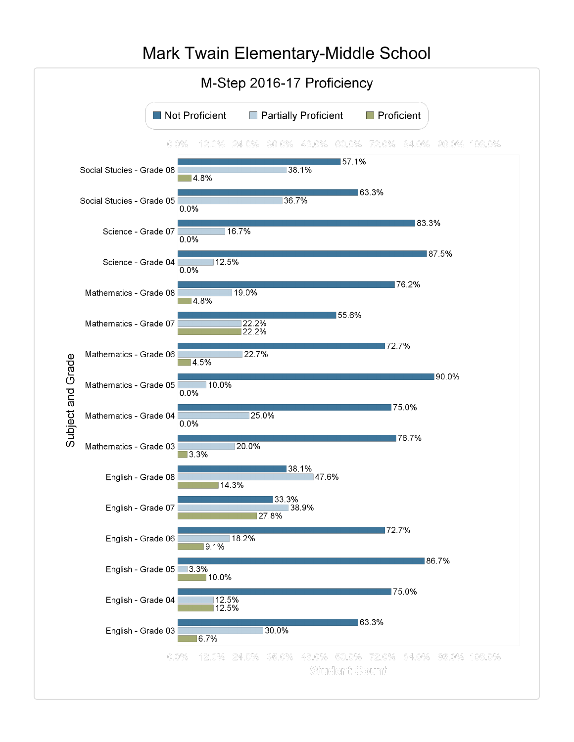# Mark Twain Elementary-Middle School

## M-Step 2016-17 Proficiency

| Subject and Grade | Not Proficient | Partially Proficient | Proficient |
|---|---|---|---|
| Social Studies - Grade 08 | 57.1% | 38.1% | 4.8% |
| Social Studies - Grade 05 | 63.3% | 36.7% | 0.0% |
| Science - Grade 07 | 83.3% | 16.7% | 0.0% |
| Science - Grade 04 | 87.5% | 12.5% | 0.0% |
| Mathematics - Grade 08 | 76.2% | 19.0% | 4.8% |
| Mathematics - Grade 07 | 55.6% | 22.2% | 22.2% |
| Mathematics - Grade 06 | 72.7% | 22.7% | 4.5% |
| Mathematics - Grade 05 | 90.0% | 10.0% | 0.0% |
| Mathematics - Grade 04 | 75.0% | 25.0% | 0.0% |
| Mathematics - Grade 03 | 76.7% | 20.0% | 3.3% |
| English - Grade 08 | 38.1% | 47.6% | 14.3% |
| English - Grade 07 | 33.3% | 38.9% | 27.8% |
| English - Grade 06 | 72.7% | 18.2% | 9.1% |
| English - Grade 05 | 86.7% | 3.3% | 10.0% |
| English - Grade 04 | 75.0% | 12.5% | 12.5% |
| English - Grade 03 | 63.3% | 30.0% | 6.7% |

Student Count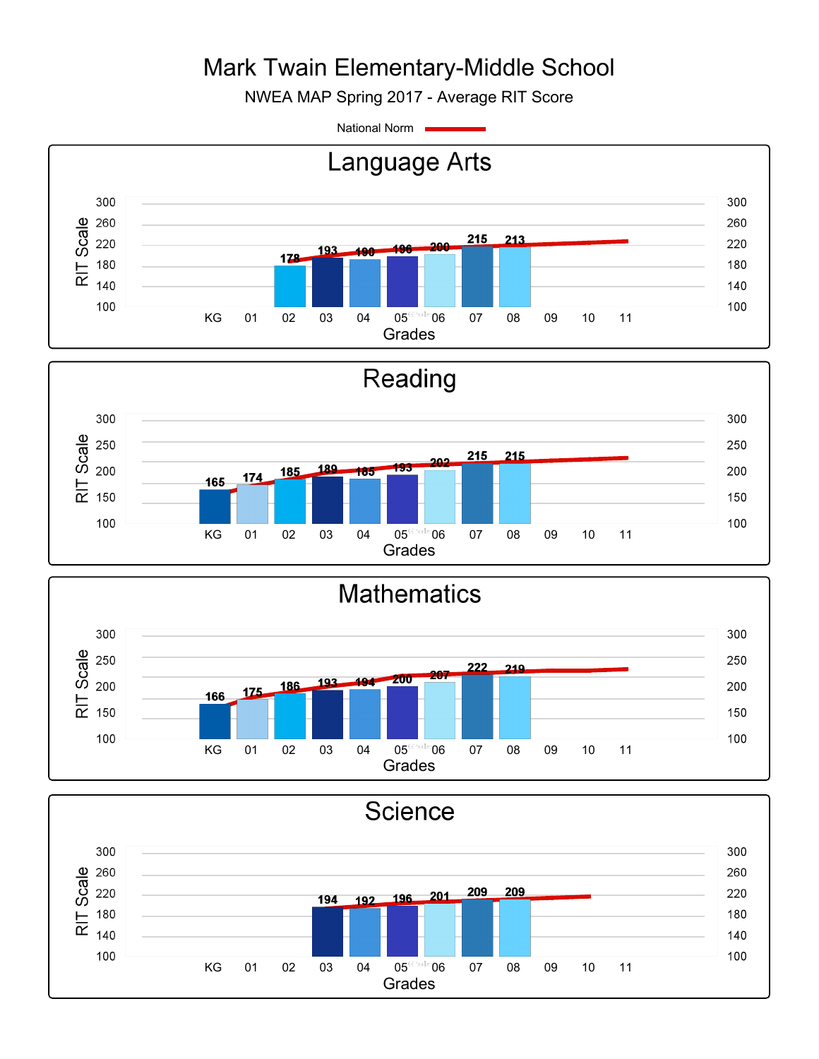# Mark Twain Elementary-Middle School

NWEA MAP Spring 2017 - Average RIT Score

National Norm

## Language Arts

| Grades | KG | 01 | 02 | 03 | 04 | 05 | 06 | 07 | 08 | 09 | 10 | 11 |
|---|---|---|---|---|---|---|---|---|---|---|---|---|
| RIT Scale | | | 178 | 193 | 190 | 196 | 200 | 215 | 213 | | | |

## Reading

| Grades | KG | 01 | 02 | 03 | 04 | 05 | 06 | 07 | 08 | 09 | 10 | 11 |
|---|---|---|---|---|---|---|---|---|---|---|---|---|
| RIT Scale | 165 | 174 | 185 | 189 | 185 | 193 | 202 | 215 | 215 | | | |

## Mathematics

| Grades | KG | 01 | 02 | 03 | 04 | 05 | 06 | 07 | 08 | 09 | 10 | 11 |
|---|---|---|---|---|---|---|---|---|---|---|---|---|
| RIT Scale | 166 | 175 | 186 | 193 | 194 | 200 | 207 | 222 | 219 | | | |

## Science

| Grades | KG | 01 | 02 | 03 | 04 | 05 | 06 | 07 | 08 | 09 | 10 | 11 |
|---|---|---|---|---|---|---|---|---|---|---|---|---|
| RIT Scale | | | | 194 | 192 | 196 | 201 | 209 | 209 | | | |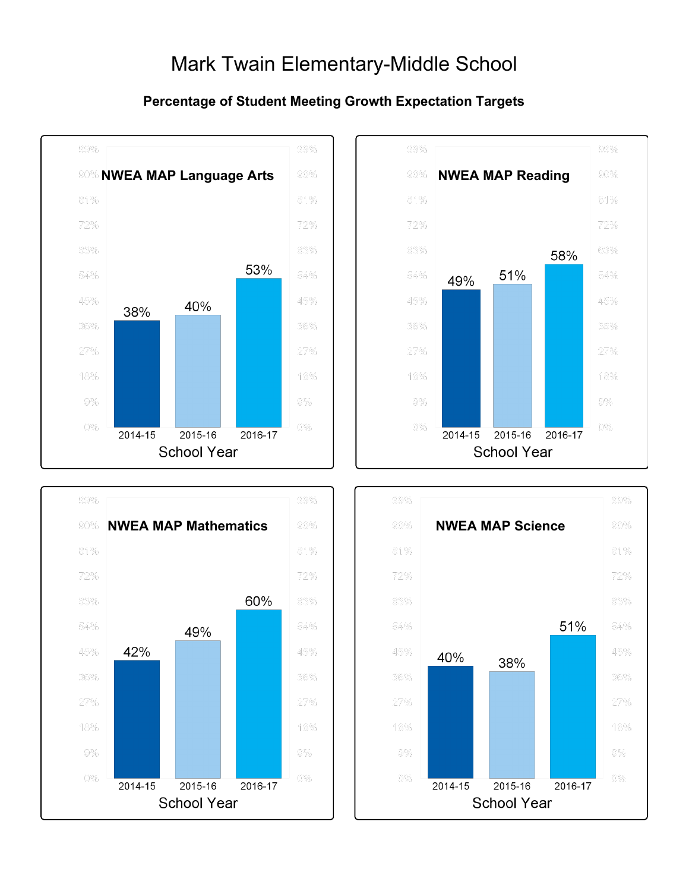# Mark Twain Elementary-Middle School

**Percentage of Student Meeting Growth Expectation Targets**

**NWEA MAP Language Arts**

38%
40%
53%

2014-15
2015-16
2016-17

School Year

**NWEA MAP Reading**

49%
51%
58%

2014-15
2015-16
2016-17

School Year

**NWEA MAP Mathematics**

42%
49%
60%

2014-15
2015-16
2016-17

School Year

**NWEA MAP Science**

40%
38%
51%

2014-15
2015-16
2016-17

School Year